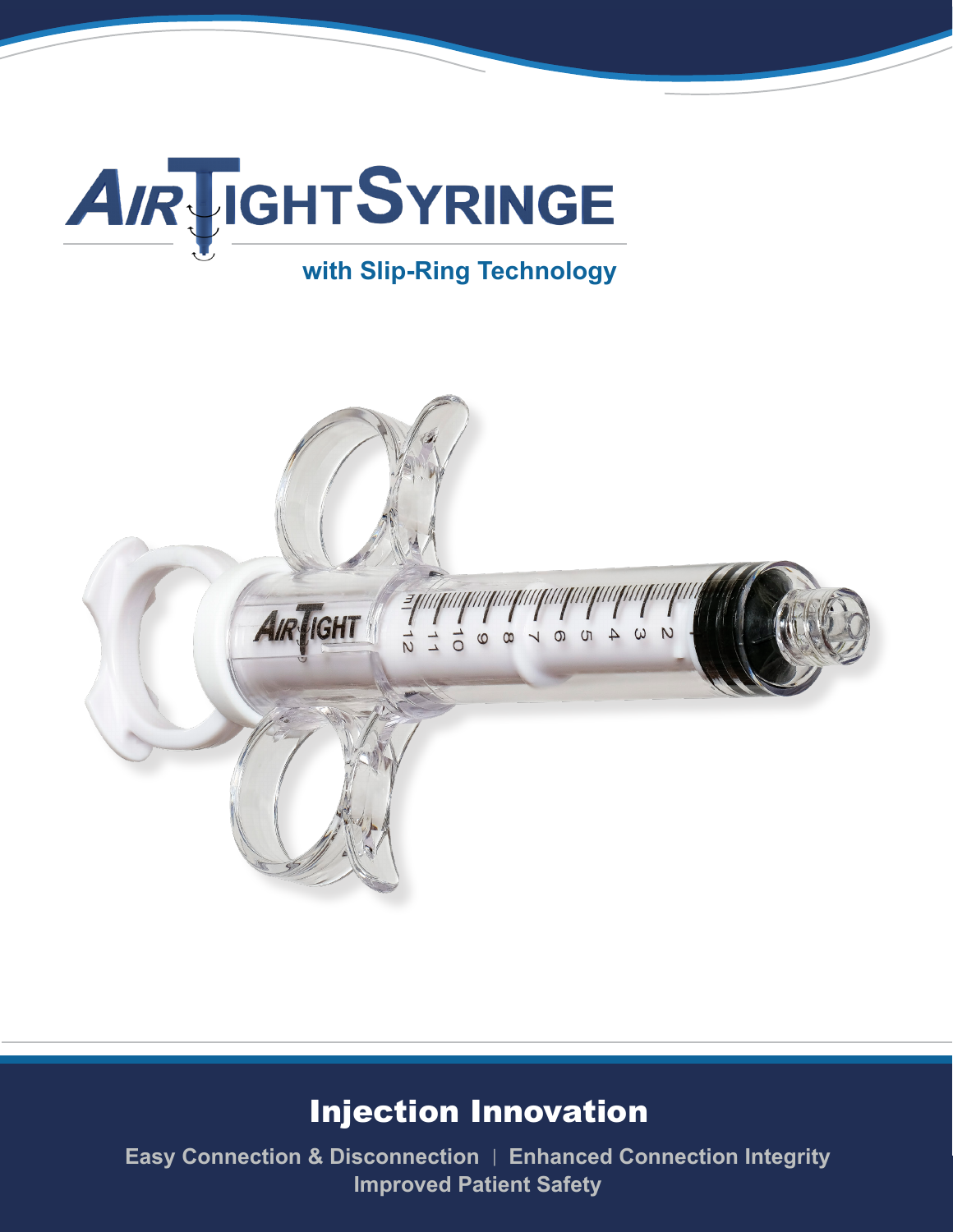# AirTight Syringe

**with Slip-Ring Technology**

## Injection Innovation

**Easy Connection & Disconnection | Enhanced Connection Integrity**
**Improved Patient Safety**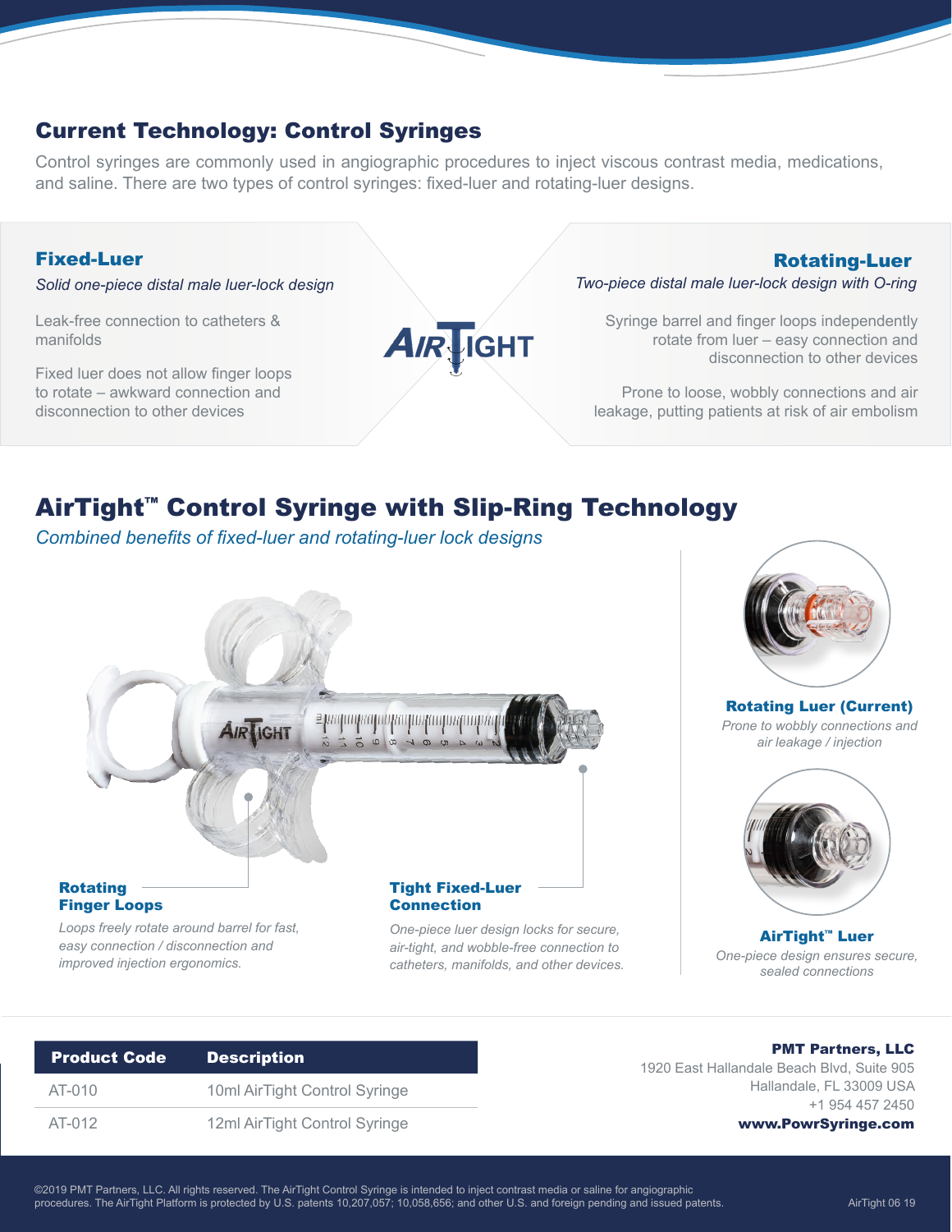## Current Technology: Control Syringes

Control syringes are commonly used in angiographic procedures to inject viscous contrast media, medications, and saline. There are two types of control syringes: fixed-luer and rotating-luer designs.

### Fixed-Luer

*Solid one-piece distal male luer-lock design*

Leak-free connection to catheters & manifolds

Fixed luer does not allow finger loops to rotate – awkward connection and disconnection to other devices

### Rotating-Luer

*Two-piece distal male luer-lock design with O-ring*

Syringe barrel and finger loops independently rotate from luer – easy connection and disconnection to other devices

Prone to loose, wobbly connections and air leakage, putting patients at risk of air embolism

## AirTight™ Control Syringe with Slip-Ring Technology

*Combined benefits of fixed-luer and rotating-luer lock designs*

**Rotating Finger Loops**

*Loops freely rotate around barrel for fast, easy connection / disconnection and improved injection ergonomics.*

**Tight Fixed-Luer Connection**

*One-piece luer design locks for secure, air-tight, and wobble-free connection to catheters, manifolds, and other devices.*

**Rotating Luer (Current)**

*Prone to wobbly connections and air leakage / injection*

**AirTight™ Luer**

*One-piece design ensures secure, sealed connections*

| Product Code | Description |
| --- | --- |
| AT-010 | 10ml AirTight Control Syringe |
| AT-012 | 12ml AirTight Control Syringe |

**PMT Partners, LLC**
1920 East Hallandale Beach Blvd, Suite 905
Hallandale, FL 33009 USA
+1 954 457 2450
**www.PowrSyringe.com**

©2019 PMT Partners, LLC. All rights reserved. The AirTight Control Syringe is intended to inject contrast media or saline for angiographic procedures. The AirTight Platform is protected by U.S. patents 10,207,057; 10,058,656; and other U.S. and foreign pending and issued patents.

AirTight 06 19